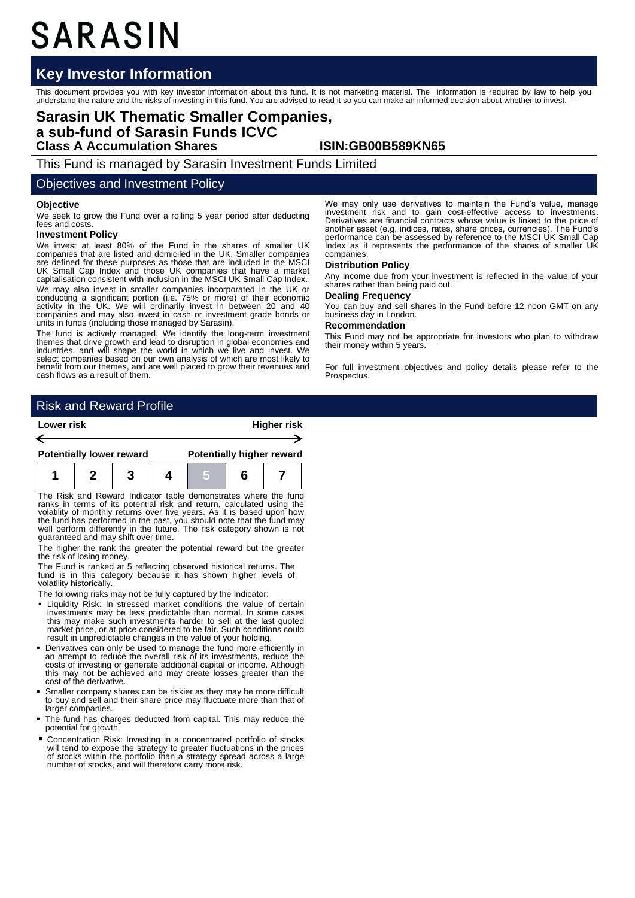# SARASIN

## Key Investor Information

This document provides you with key investor information about this fund. It is not marketing material. The information is required by law to help you understand the nature and the risks of investing in this fund. You are advised to read it so you can make an informed decision about whether to invest.

## Sarasin UK Thematic Smaller Companies, a sub-fund of Sarasin Funds ICVC

**Class A Accumulation Shares** **ISIN:GB00B589KN65**

This Fund is managed by Sarasin Investment Funds Limited

## Objectives and Investment Policy

**Objective**

We seek to grow the Fund over a rolling 5 year period after deducting fees and costs.

**Investment Policy**

We invest at least 80% of the Fund in the shares of smaller UK companies that are listed and domiciled in the UK. Smaller companies are defined for these purposes as those that are included in the MSCI UK Small Cap Index and those UK companies that have a market capitalisation consistent with inclusion in the MSCI UK Small Cap Index.

We may also invest in smaller companies incorporated in the UK or conducting a significant portion (i.e. 75% or more) of their economic activity in the UK. We will ordinarily invest in between 20 and 40 companies and may also invest in cash or investment grade bonds or units in funds (including those managed by Sarasin).

The fund is actively managed. We identify the long-term investment themes that drive growth and lead to disruption in global economies and industries, and will shape the world in which we live and invest. We select companies based on our own analysis of which are most likely to benefit from our themes, and are well placed to grow their revenues and cash flows as a result of them.

We may only use derivatives to maintain the Fund's value, manage investment risk and to gain cost-effective access to investments. Derivatives are financial contracts whose value is linked to the price of another asset (e.g. indices, rates, share prices, currencies). The Fund's performance can be assessed by reference to the MSCI UK Small Cap Index as it represents the performance of the shares of smaller UK companies.

**Distribution Policy**

Any income due from your investment is reflected in the value of your shares rather than being paid out.

**Dealing Frequency**

You can buy and sell shares in the Fund before 12 noon GMT on any business day in London.

**Recommendation**

This Fund may not be appropriate for investors who plan to withdraw their money within 5 years.

For full investment objectives and policy details please refer to the Prospectus.

## Risk and Reward Profile

**Lower risk** **Higher risk**

**Potentially lower reward** **Potentially higher reward**

| 1 | 2 | 3 | 4 | 5 | 6 | 7 |
|---|---|---|---|---|---|---|

The Risk and Reward Indicator table demonstrates where the fund ranks in terms of its potential risk and return, calculated using the volatility of monthly returns over five years. As it is based upon how the fund has performed in the past, you should note that the fund may well perform differently in the future. The risk category shown is not guaranteed and may shift over time.

The higher the rank the greater the potential reward but the greater the risk of losing money.

The Fund is ranked at 5 reflecting observed historical returns. The fund is in this category because it has shown higher levels of volatility historically.

The following risks may not be fully captured by the Indicator:

- Liquidity Risk: In stressed market conditions the value of certain investments may be less predictable than normal. In some cases this may make such investments harder to sell at the last quoted market price, or at price considered to be fair. Such conditions could result in unpredictable changes in the value of your holding.
- Derivatives can only be used to manage the fund more efficiently in an attempt to reduce the overall risk of its investments, reduce the costs of investing or generate additional capital or income. Although this may not be achieved and may create losses greater than the cost of the derivative.
- Smaller company shares can be riskier as they may be more difficult to buy and sell and their share price may fluctuate more than that of larger companies.
- The fund has charges deducted from capital. This may reduce the potential for growth.
- Concentration Risk: Investing in a concentrated portfolio of stocks will tend to expose the strategy to greater fluctuations in the prices of stocks within the portfolio than a strategy spread across a large number of stocks, and will therefore carry more risk.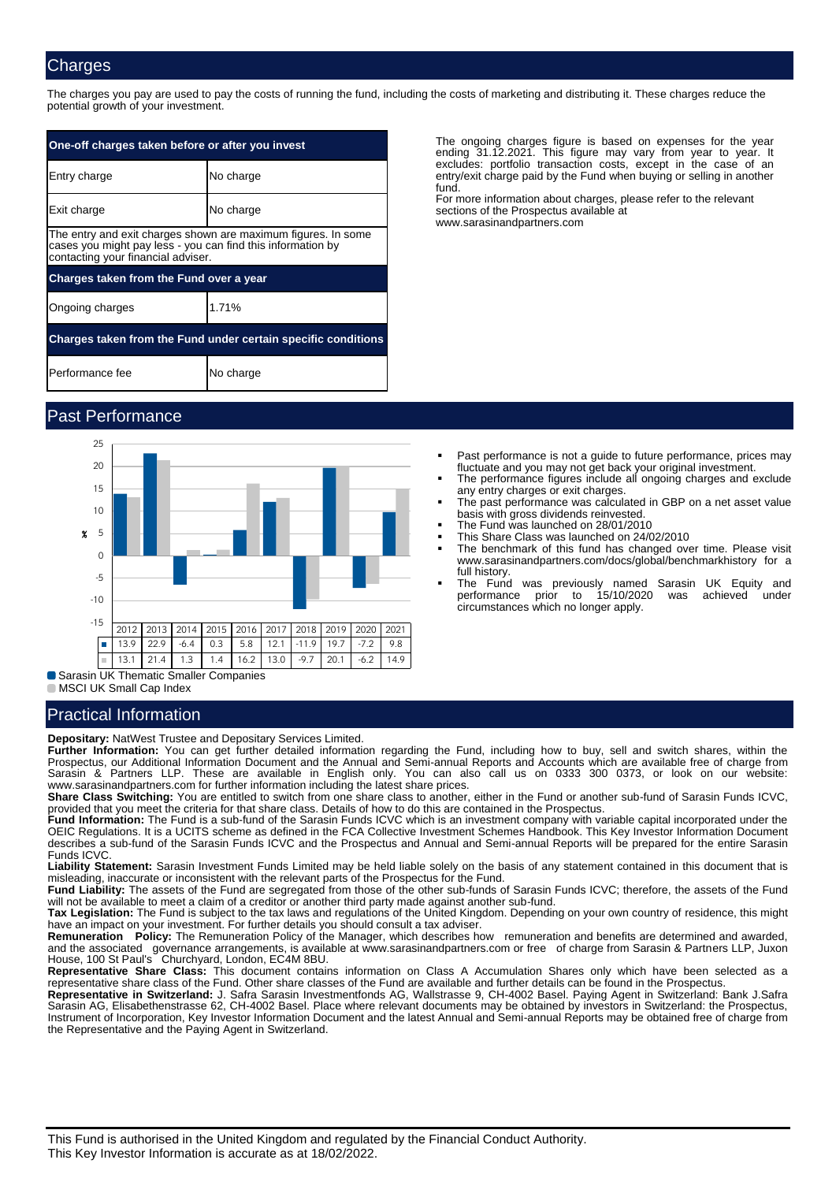## Charges

The charges you pay are used to pay the costs of running the fund, including the costs of marketing and distributing it. These charges reduce the potential growth of your investment.

| One-off charges taken before or after you invest | |
|---|---|
| Entry charge | No charge |
| Exit charge | No charge |
| The entry and exit charges shown are maximum figures. In some cases you might pay less - you can find this information by contacting your financial adviser. | |
| **Charges taken from the Fund over a year** | |
| Ongoing charges | 1.71% |
| **Charges taken from the Fund under certain specific conditions** | |
| Performance fee | No charge |

The ongoing charges figure is based on expenses for the year ending 31.12.2021. This figure may vary from year to year. It excludes: portfolio transaction costs, except in the case of an entry/exit charge paid by the Fund when buying or selling in another fund.

For more information about charges, please refer to the relevant sections of the Prospectus available at www.sarasinandpartners.com

## Past Performance

25
20
15
10
5
%
0
-5
-10
-15

2012 2013 2014 2015 2016 2017 2018 2019 2020 2021
13.9 22.9 -6.4 0.3 5.8 12.1 -11.9 19.7 -7.2 9.8
13.1 21.4 1.3 1.4 16.2 13.0 -9.7 20.1 -6.2 14.9

Sarasin UK Thematic Smaller Companies
MSCI UK Small Cap Index

- Past performance is not a guide to future performance, prices may fluctuate and you may not get back your original investment.
- The performance figures include all ongoing charges and exclude any entry charges or exit charges.
- The past performance was calculated in GBP on a net asset value basis with gross dividends reinvested.
- The Fund was launched on 28/01/2010
- This Share Class was launched on 24/02/2010
- The benchmark of this fund has changed over time. Please visit www.sarasinandpartners.com/docs/global/benchmarkhistory for a full history.
- The Fund was previously named Sarasin UK Equity and performance prior to 15/10/2020 was achieved under circumstances which no longer apply.

## Practical Information

**Depositary:** NatWest Trustee and Depositary Services Limited.

**Further Information:** You can get further detailed information regarding the Fund, including how to buy, sell and switch shares, within the Prospectus, our Additional Information Document and the Annual and Semi-annual Reports and Accounts which are available free of charge from Sarasin & Partners LLP. These are available in English only. You can also call us on 0333 300 0373, or look on our website: www.sarasinandpartners.com for further information including the latest share prices.

**Share Class Switching:** You are entitled to switch from one share class to another, either in the Fund or another sub-fund of Sarasin Funds ICVC, provided that you meet the criteria for that share class. Details of how to do this are contained in the Prospectus.

**Fund Information:** The Fund is a sub-fund of the Sarasin Funds ICVC which is an investment company with variable capital incorporated under the OEIC Regulations. It is a UCITS scheme as defined in the FCA Collective Investment Schemes Handbook. This Key Investor Information Document describes a sub-fund of the Sarasin Funds ICVC and the Prospectus and Annual and Semi-annual Reports will be prepared for the entire Sarasin Funds ICVC.

**Liability Statement:** Sarasin Investment Funds Limited may be held liable solely on the basis of any statement contained in this document that is misleading, inaccurate or inconsistent with the relevant parts of the Prospectus for the Fund.

**Fund Liability:** The assets of the Fund are segregated from those of the other sub-funds of Sarasin Funds ICVC; therefore, the assets of the Fund will not be available to meet a claim of a creditor or another third party made against another sub-fund.

**Tax Legislation:** The Fund is subject to the tax laws and regulations of the United Kingdom. Depending on your own country of residence, this might have an impact on your investment. For further details you should consult a tax adviser.

**Remuneration Policy:** The Remuneration Policy of the Manager, which describes how remuneration and benefits are determined and awarded, and the associated governance arrangements, is available at www.sarasinandpartners.com or free of charge from Sarasin & Partners LLP, Juxon House, 100 St Paul's Churchyard, London, EC4M 8BU.

**Representative Share Class:** This document contains information on Class A Accumulation Shares only which have been selected as a representative share class of the Fund. Other share classes of the Fund are available and further details can be found in the Prospectus.

**Representative in Switzerland:** J. Safra Sarasin Investmentfonds AG, Wallstrasse 9, CH-4002 Basel. Paying Agent in Switzerland: Bank J.Safra Sarasin AG, Elisabethenstrasse 62, CH-4002 Basel. Place where relevant documents may be obtained by investors in Switzerland: the Prospectus, Instrument of Incorporation, Key Investor Information Document and the latest Annual and Semi-annual Reports may be obtained free of charge from the Representative and the Paying Agent in Switzerland.

This Fund is authorised in the United Kingdom and regulated by the Financial Conduct Authority.
This Key Investor Information is accurate as at 18/02/2022.